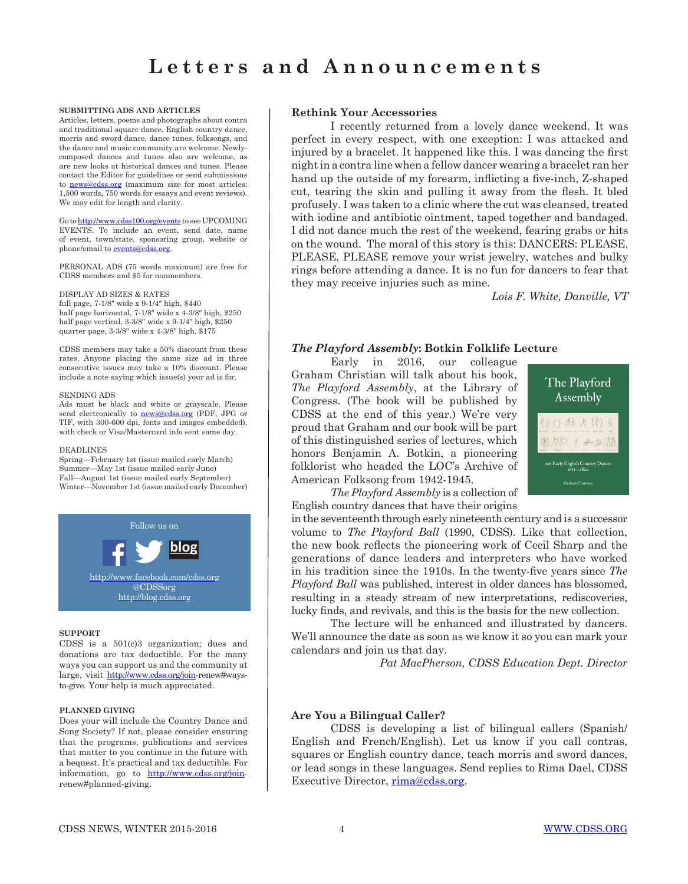# Letters and Announcements

**SUBMITTING ADS AND ARTICLES**

Articles, letters, poems and photographs about contra and traditional square dance, English country dance, morris and sword dance, dance tunes, folksongs, and the dance and music community are welcome. Newly-composed dances and tunes also are welcome, as are new looks at historical dances and tunes. Please contact the Editor for guidelines or send submissions to news@cdss.org (maximum size for most articles: 1,500 words, 750 words for essays and event reviews). We may edit for length and clarity.

Go to http://www.cdss100.org/events to see UPCOMING EVENTS. To include an event, send date, name of event, town/state, sponsoring group, website or phone/email to events@cdss.org.

PERSONAL ADS (75 words maximum) are free for CDSS members and $5 for nonmembers.

DISPLAY AD SIZES & RATES
full page, 7-1/8″ wide x 9-1/4″ high, $440
half page horizontal, 7-1/8″ wide x 4-3/8″ high, $250
half page vertical, 3-3/8″ wide x 9-1/4″ high, $250
quarter page, 3-3/8″ wide x 4-3/8″ high, $175

CDSS members may take a 50% discount from these rates. Anyone placing the same size ad in three consecutive issues may take a 10% discount. Please include a note saying which issue(s) your ad is for.

SENDING ADS
Ads must be black and white or grayscale. Please send electronically to news@cdss.org (PDF, JPG or TIF, with 300-600 dpi, fonts and images embedded), with check or Visa/Mastercard info sent same day.

DEADLINES
Spring—February 1st (issue mailed early March)
Summer—May 1st (issue mailed early June)
Fall—August 1st (issue mailed early September)
Winter—November 1st (issue mailed early December)

Follow us on
http://www.facebook.com/cdss.org
@CDSSorg
http://blog.cdss.org

**SUPPORT**

CDSS is a 501(c)3 organization; dues and donations are tax deductible. For the many ways you can support us and the community at large, visit http://www.cdss.org/join-renew#ways-to-give. Your help is much appreciated.

**PLANNED GIVING**

Does your will include the Country Dance and Song Society? If not, please consider ensuring that the programs, publications and services that matter to you continue in the future with a bequest. It's practical and tax deductible. For information, go to http://www.cdss.org/join-renew#planned-giving.

## Rethink Your Accessories

I recently returned from a lovely dance weekend. It was perfect in every respect, with one exception: I was attacked and injured by a bracelet. It happened like this. I was dancing the first night in a contra line when a fellow dancer wearing a bracelet ran her hand up the outside of my forearm, inflicting a five-inch, Z-shaped cut, tearing the skin and pulling it away from the flesh. It bled profusely. I was taken to a clinic where the cut was cleansed, treated with iodine and antibiotic ointment, taped together and bandaged. I did not dance much the rest of the weekend, fearing grabs or hits on the wound. The moral of this story is this: DANCERS: PLEASE, PLEASE, PLEASE remove your wrist jewelry, watches and bulky rings before attending a dance. It is no fun for dancers to fear that they may receive injuries such as mine.

*Lois F. White, Danville, VT*

## *The Playford Assembly*: Botkin Folklife Lecture

Early in 2016, our colleague Graham Christian will talk about his book, *The Playford Assembly*, at the Library of Congress. (The book will be published by CDSS at the end of this year.) We're very proud that Graham and our book will be part of this distinguished series of lectures, which honors Benjamin A. Botkin, a pioneering folklorist who headed the LOC's Archive of American Folksong from 1942-1945.

*The Playford Assembly* is a collection of English country dances that have their origins in the seventeenth through early nineteenth century and is a successor volume to *The Playford Ball* (1990, CDSS). Like that collection, the new book reflects the pioneering work of Cecil Sharp and the generations of dance leaders and interpreters who have worked in his tradition since the 1910s. In the twenty-five years since *The Playford Ball* was published, interest in older dances has blossomed, resulting in a steady stream of new interpretations, rediscoveries, lucky finds, and revivals, and this is the basis for the new collection.

The lecture will be enhanced and illustrated by dancers. We'll announce the date as soon as we know it so you can mark your calendars and join us that day.

*Pat MacPherson, CDSS Education Dept. Director*

## Are You a Bilingual Caller?

CDSS is developing a list of bilingual callers (Spanish/English and French/English). Let us know if you call contras, squares or English country dance, teach morris and sword dances, or lead songs in these languages. Send replies to Rima Dael, CDSS Executive Director, rima@cdss.org.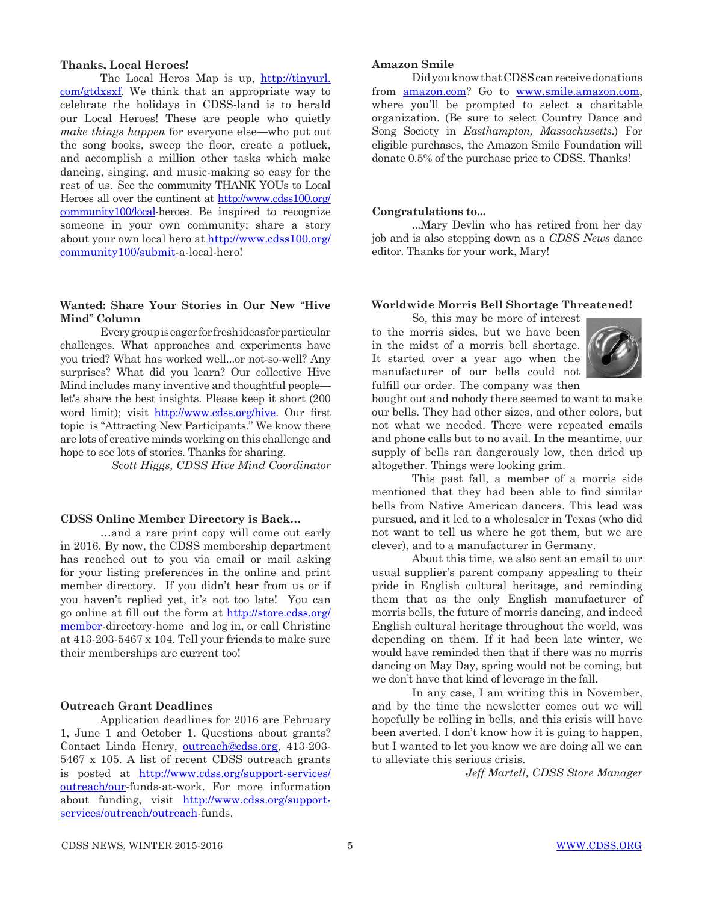### Thanks, Local Heroes!

The Local Heros Map is up, http://tinyurl.com/gtdxsxf. We think that an appropriate way to celebrate the holidays in CDSS-land is to herald our Local Heroes! These are people who quietly *make things happen* for everyone else—who put out the song books, sweep the floor, create a potluck, and accomplish a million other tasks which make dancing, singing, and music-making so easy for the rest of us. See the community THANK YOUs to Local Heroes all over the continent at http://www.cdss100.org/community100/local-heroes. Be inspired to recognize someone in your own community; share a story about your own local hero at http://www.cdss100.org/community100/submit-a-local-hero!

### Wanted: Share Your Stories in Our New "Hive Mind" Column

Every group is eager for fresh ideas for particular challenges. What approaches and experiments have you tried? What has worked well...or not-so-well? Any surprises? What did you learn? Our collective Hive Mind includes many inventive and thoughtful people—let's share the best insights. Please keep it short (200 word limit); visit http://www.cdss.org/hive. Our first topic is "Attracting New Participants." We know there are lots of creative minds working on this challenge and hope to see lots of stories. Thanks for sharing.

*Scott Higgs, CDSS Hive Mind Coordinator*

### CDSS Online Member Directory is Back…

…and a rare print copy will come out early in 2016. By now, the CDSS membership department has reached out to you via email or mail asking for your listing preferences in the online and print member directory. If you didn't hear from us or if you haven't replied yet, it's not too late! You can go online at fill out the form at http://store.cdss.org/member-directory-home and log in, or call Christine at 413-203-5467 x 104. Tell your friends to make sure their memberships are current too!

### Outreach Grant Deadlines

Application deadlines for 2016 are February 1, June 1 and October 1. Questions about grants? Contact Linda Henry, outreach@cdss.org, 413-203-5467 x 105. A list of recent CDSS outreach grants is posted at http://www.cdss.org/support-services/outreach/our-funds-at-work. For more information about funding, visit http://www.cdss.org/support-services/outreach/outreach-funds.

### Amazon Smile

Did you know that CDSS can receive donations from amazon.com? Go to www.smile.amazon.com, where you'll be prompted to select a charitable organization. (Be sure to select Country Dance and Song Society in *Easthampton, Massachusetts*.) For eligible purchases, the Amazon Smile Foundation will donate 0.5% of the purchase price to CDSS. Thanks!

### Congratulations to...

...Mary Devlin who has retired from her day job and is also stepping down as a *CDSS News* dance editor. Thanks for your work, Mary!

### Worldwide Morris Bell Shortage Threatened!

So, this may be more of interest to the morris sides, but we have been in the midst of a morris bell shortage. It started over a year ago when the manufacturer of our bells could not fulfill our order. The company was then bought out and nobody there seemed to want to make our bells. They had other sizes, and other colors, but not what we needed. There were repeated emails and phone calls but to no avail. In the meantime, our supply of bells ran dangerously low, then dried up altogether. Things were looking grim.

This past fall, a member of a morris side mentioned that they had been able to find similar bells from Native American dancers. This lead was pursued, and it led to a wholesaler in Texas (who did not want to tell us where he got them, but we are clever), and to a manufacturer in Germany.

About this time, we also sent an email to our usual supplier's parent company appealing to their pride in English cultural heritage, and reminding them that as the only English manufacturer of morris bells, the future of morris dancing, and indeed English cultural heritage throughout the world, was depending on them. If it had been late winter, we would have reminded then that if there was no morris dancing on May Day, spring would not be coming, but we don't have that kind of leverage in the fall.

In any case, I am writing this in November, and by the time the newsletter comes out we will hopefully be rolling in bells, and this crisis will have been averted. I don't know how it is going to happen, but I wanted to let you know we are doing all we can to alleviate this serious crisis.

*Jeff Martell, CDSS Store Manager*